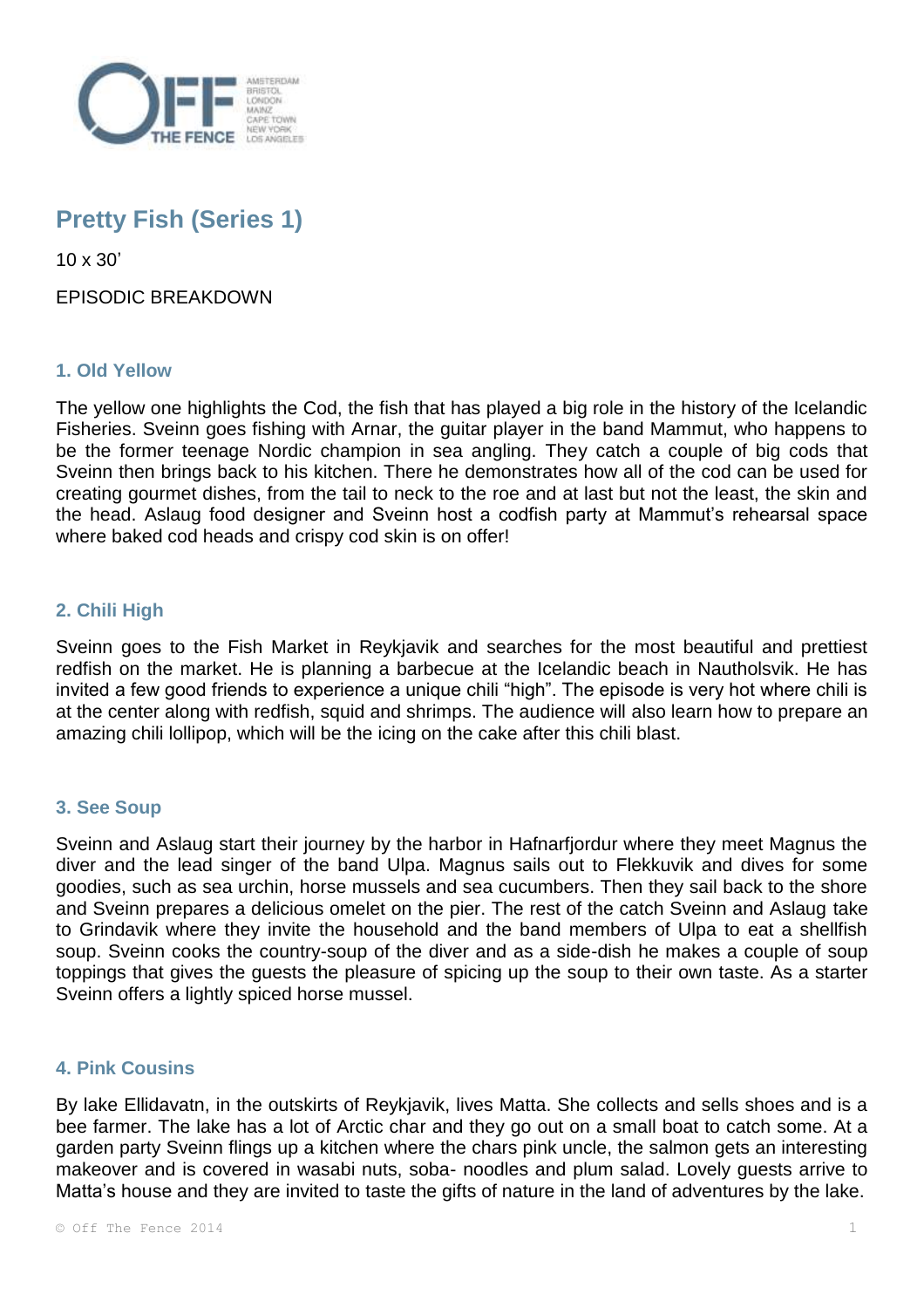# Pretty Fish (Series 1)

10 x 30’

EPISODIC BREAKDOWN

### 1. Old Yellow

The yellow one highlights the Cod, the fish that has played a big role in the history of the Icelandic Fisheries. Sveinn goes fishing with Arnar, the guitar player in the band Mammut, who happens to be the former teenage Nordic champion in sea angling. They catch a couple of big cods that Sveinn then brings back to his kitchen. There he demonstrates how all of the cod can be used for creating gourmet dishes, from the tail to neck to the roe and at last but not the least, the skin and the head. Aslaug food designer and Sveinn host a codfish party at Mammut’s rehearsal space where baked cod heads and crispy cod skin is on offer!

### 2. Chili High

Sveinn goes to the Fish Market in Reykjavik and searches for the most beautiful and prettiest redfish on the market. He is planning a barbecue at the Icelandic beach in Nautholsvik. He has invited a few good friends to experience a unique chili “high”. The episode is very hot where chili is at the center along with redfish, squid and shrimps. The audience will also learn how to prepare an amazing chili lollipop, which will be the icing on the cake after this chili blast.

### 3. See Soup

Sveinn and Aslaug start their journey by the harbor in Hafnarfjordur where they meet Magnus the diver and the lead singer of the band Ulpa. Magnus sails out to Flekkuvik and dives for some goodies, such as sea urchin, horse mussels and sea cucumbers. Then they sail back to the shore and Sveinn prepares a delicious omelet on the pier. The rest of the catch Sveinn and Aslaug take to Grindavik where they invite the household and the band members of Ulpa to eat a shellfish soup. Sveinn cooks the country-soup of the diver and as a side-dish he makes a couple of soup toppings that gives the guests the pleasure of spicing up the soup to their own taste. As a starter Sveinn offers a lightly spiced horse mussel.

### 4. Pink Cousins

By lake Ellidavatn, in the outskirts of Reykjavik, lives Matta. She collects and sells shoes and is a bee farmer. The lake has a lot of Arctic char and they go out on a small boat to catch some. At a garden party Sveinn flings up a kitchen where the chars pink uncle, the salmon gets an interesting makeover and is covered in wasabi nuts, soba- noodles and plum salad. Lovely guests arrive to Matta’s house and they are invited to taste the gifts of nature in the land of adventures by the lake.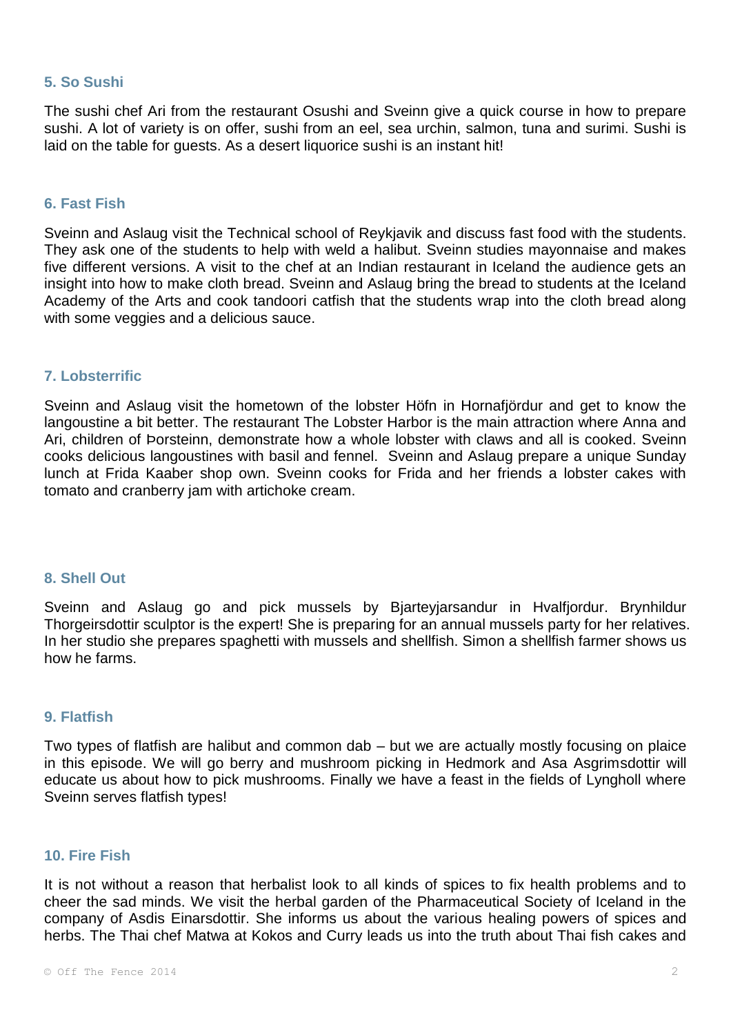### 5. So Sushi

The sushi chef Ari from the restaurant Osushi and Sveinn give a quick course in how to prepare sushi. A lot of variety is on offer, sushi from an eel, sea urchin, salmon, tuna and surimi. Sushi is laid on the table for guests. As a desert liquorice sushi is an instant hit!

### 6. Fast Fish

Sveinn and Aslaug visit the Technical school of Reykjavik and discuss fast food with the students. They ask one of the students to help with weld a halibut. Sveinn studies mayonnaise and makes five different versions. A visit to the chef at an Indian restaurant in Iceland the audience gets an insight into how to make cloth bread. Sveinn and Aslaug bring the bread to students at the Iceland Academy of the Arts and cook tandoori catfish that the students wrap into the cloth bread along with some veggies and a delicious sauce.

### 7. Lobsterrific

Sveinn and Aslaug visit the hometown of the lobster Höfn in Hornafjördur and get to know the langoustine a bit better. The restaurant The Lobster Harbor is the main attraction where Anna and Ari, children of Þorsteinn, demonstrate how a whole lobster with claws and all is cooked. Sveinn cooks delicious langoustines with basil and fennel. Sveinn and Aslaug prepare a unique Sunday lunch at Frida Kaaber shop own. Sveinn cooks for Frida and her friends a lobster cakes with tomato and cranberry jam with artichoke cream.

### 8. Shell Out

Sveinn and Aslaug go and pick mussels by Bjarteyjarsandur in Hvalfjordur. Brynhildur Thorgeirsdottir sculptor is the expert! She is preparing for an annual mussels party for her relatives. In her studio she prepares spaghetti with mussels and shellfish. Simon a shellfish farmer shows us how he farms.

### 9. Flatfish

Two types of flatfish are halibut and common dab – but we are actually mostly focusing on plaice in this episode. We will go berry and mushroom picking in Hedmork and Asa Asgrimsdottir will educate us about how to pick mushrooms. Finally we have a feast in the fields of Lyngholl where Sveinn serves flatfish types!

### 10. Fire Fish

It is not without a reason that herbalist look to all kinds of spices to fix health problems and to cheer the sad minds. We visit the herbal garden of the Pharmaceutical Society of Iceland in the company of Asdis Einarsdottir. She informs us about the various healing powers of spices and herbs. The Thai chef Matwa at Kokos and Curry leads us into the truth about Thai fish cakes and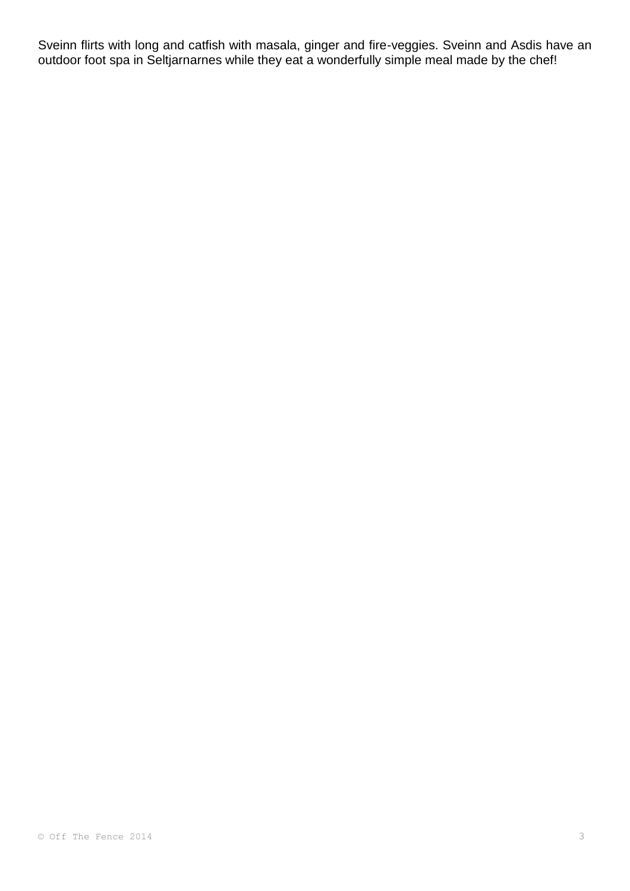Sveinn flirts with long and catfish with masala, ginger and fire-veggies. Sveinn and Asdis have an outdoor foot spa in Seltjarnarnes while they eat a wonderfully simple meal made by the chef!